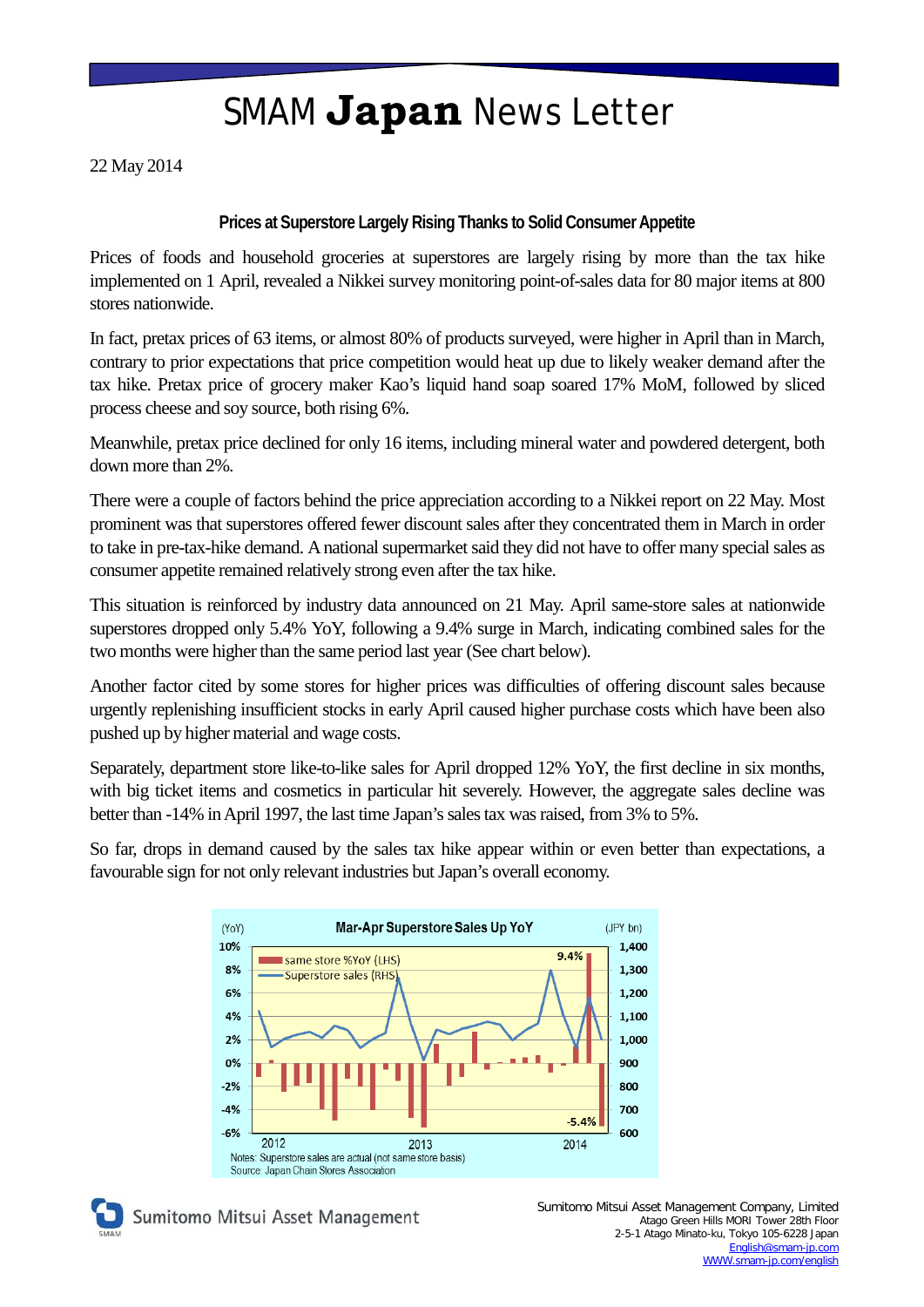# SMAM **Japan** News Letter

22 May 2014

**Prices at Superstore Largely Rising Thanks to Solid Consumer Appetite**

Prices of foods and household groceries at superstores are largely rising by more than the tax hike implemented on 1 April, revealed a Nikkei survey monitoring point-of-sales data for 80 major items at 800 stores nationwide.

In fact, pretax prices of 63 items, or almost 80% of products surveyed, were higher in April than in March, contrary to prior expectations that price competition would heat up due to likely weaker demand after the tax hike. Pretax price of grocery maker Kao's liquid hand soap soared 17% MoM, followed by sliced process cheese and soy source, both rising 6%.

Meanwhile, pretax price declined for only 16 items, including mineral water and powdered detergent, both down more than 2%.

There were a couple of factors behind the price appreciation according to a Nikkei report on 22 May. Most prominent was that superstores offered fewer discount sales after they concentrated them in March in order to take in pre-tax-hike demand. A national supermarket said they did not have to offer many special sales as consumer appetite remained relatively strong even after the tax hike.

This situation is reinforced by industry data announced on 21 May. April same-store sales at nationwide superstores dropped only 5.4% YoY, following a 9.4% surge in March, indicating combined sales for the two months were higher than the same period last year (See chart below).

Another factor cited by some stores for higher prices was difficulties of offering discount sales because urgently replenishing insufficient stocks in early April caused higher purchase costs which have been also pushed up by higher material and wage costs.

Separately, department store like-to-like sales for April dropped 12% YoY, the first decline in six months, with big ticket items and cosmetics in particular hit severely. However, the aggregate sales decline was better than -14% in April 1997, the last time Japan's sales tax was raised, from 3% to 5%.

So far, drops in demand caused by the sales tax hike appear within or even better than expectations, a favourable sign for not only relevant industries but Japan's overall economy.

**Mar-Apr Superstore Sales Up YoY**

(YoY) | (JPY bn)

Legend: same store %YoY (LHS); Superstore sales (RHS)

Left axis: 10%, 8%, 6%, 4%, 2%, 0%, -2%, -4%, -6%
Right axis: 1,400, 1,300, 1,200, 1,100, 1,000, 900, 800, 700, 600
X axis: 2012, 2013, 2014
Labels: 9.4%, -5.4%

Notes: Superstore sales are actual (not same store basis)
Source: Japan Chain Stores Association

Sumitomo Mitsui Asset Management

Sumitomo Mitsui Asset Management Company, Limited
Atago Green Hills MORI Tower 28th Floor
2-5-1 Atago Minato-ku, Tokyo 105-6228 Japan
English@smam-jp.com
WWW.smam-jp.com/english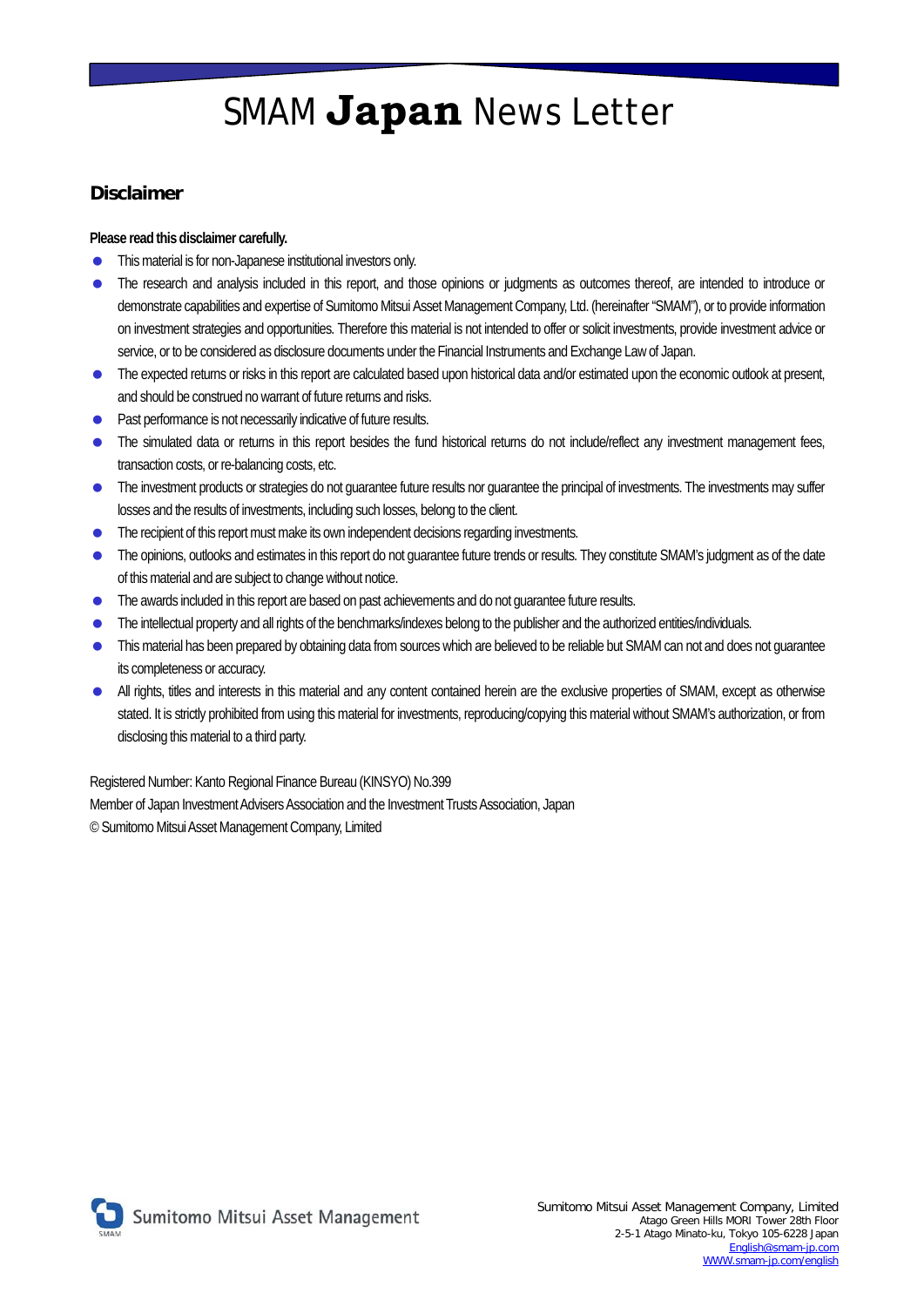# SMAM **Japan** News Letter

## Disclaimer

**Please read this disclaimer carefully.**

- This material is for non-Japanese institutional investors only.
- The research and analysis included in this report, and those opinions or judgments as outcomes thereof, are intended to introduce or demonstrate capabilities and expertise of Sumitomo Mitsui Asset Management Company, Ltd. (hereinafter "SMAM"), or to provide information on investment strategies and opportunities. Therefore this material is not intended to offer or solicit investments, provide investment advice or service, or to be considered as disclosure documents under the Financial Instruments and Exchange Law of Japan.
- The expected returns or risks in this report are calculated based upon historical data and/or estimated upon the economic outlook at present, and should be construed no warrant of future returns and risks.
- Past performance is not necessarily indicative of future results.
- The simulated data or returns in this report besides the fund historical returns do not include/reflect any investment management fees, transaction costs, or re-balancing costs, etc.
- The investment products or strategies do not guarantee future results nor guarantee the principal of investments. The investments may suffer losses and the results of investments, including such losses, belong to the client.
- The recipient of this report must make its own independent decisions regarding investments.
- The opinions, outlooks and estimates in this report do not guarantee future trends or results. They constitute SMAM's judgment as of the date of this material and are subject to change without notice.
- The awards included in this report are based on past achievements and do not guarantee future results.
- The intellectual property and all rights of the benchmarks/indexes belong to the publisher and the authorized entities/individuals.
- This material has been prepared by obtaining data from sources which are believed to be reliable but SMAM can not and does not guarantee its completeness or accuracy.
- All rights, titles and interests in this material and any content contained herein are the exclusive properties of SMAM, except as otherwise stated. It is strictly prohibited from using this material for investments, reproducing/copying this material without SMAM's authorization, or from disclosing this material to a third party.

Registered Number: Kanto Regional Finance Bureau (KINSYO) No.399

Member of Japan Investment Advisers Association and the Investment Trusts Association, Japan

© Sumitomo Mitsui Asset Management Company, Limited

Sumitomo Mitsui Asset Management

Sumitomo Mitsui Asset Management Company, Limited
Atago Green Hills MORI Tower 28th Floor
2-5-1 Atago Minato-ku, Tokyo 105-6228 Japan
English@smam-jp.com
WWW.smam-jp.com/english